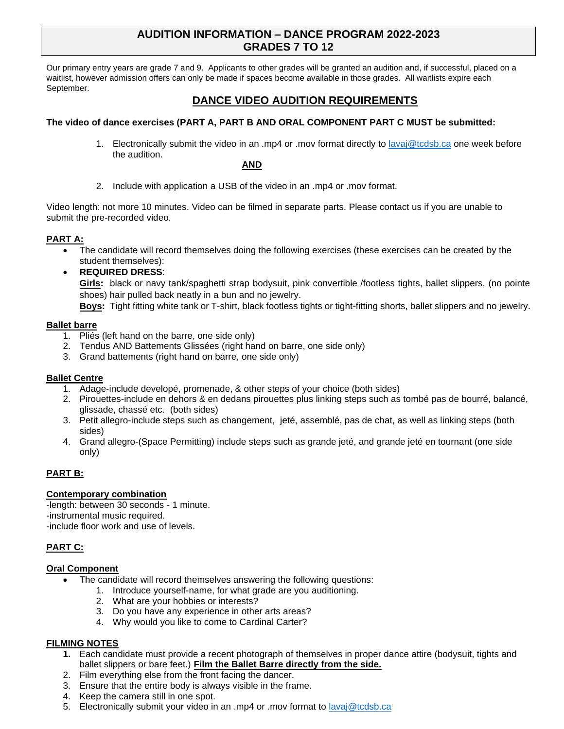# AUDITION INFORMATION – DANCE PROGRAM 2022-2023 GRADES 7 TO 12

Our primary entry years are grade 7 and 9. Applicants to other grades will be granted an audition and, if successful, placed on a waitlist, however admission offers can only be made if spaces become available in those grades. All waitlists expire each September.

## DANCE VIDEO AUDITION REQUIREMENTS

**The video of dance exercises (PART A, PART B AND ORAL COMPONENT PART C MUST be submitted:**

1. Electronically submit the video in an .mp4 or .mov format directly to lavaj@tcdsb.ca one week before the audition.

**AND**

2. Include with application a USB of the video in an .mp4 or .mov format.

Video length: not more 10 minutes. Video can be filmed in separate parts. Please contact us if you are unable to submit the pre-recorded video.

**PART A:**

- The candidate will record themselves doing the following exercises (these exercises can be created by the student themselves):
- **REQUIRED DRESS**:
  **Girls:** black or navy tank/spaghetti strap bodysuit, pink convertible /footless tights, ballet slippers, (no pointe shoes) hair pulled back neatly in a bun and no jewelry.
  **Boys:** Tight fitting white tank or T-shirt, black footless tights or tight-fitting shorts, ballet slippers and no jewelry.

**Ballet barre**

1. Pliés (left hand on the barre, one side only)
2. Tendus AND Battements Glissées (right hand on barre, one side only)
3. Grand battements (right hand on barre, one side only)

**Ballet Centre**

1. Adage-include developé, promenade, & other steps of your choice (both sides)
2. Pirouettes-include en dehors & en dedans pirouettes plus linking steps such as tombé pas de bourré, balancé, glissade, chassé etc. (both sides)
3. Petit allegro-include steps such as changement, jeté, assemblé, pas de chat, as well as linking steps (both sides)
4. Grand allegro-(Space Permitting) include steps such as grande jeté, and grande jeté en tournant (one side only)

**PART B:**

**Contemporary combination**

-length: between 30 seconds - 1 minute.
-instrumental music required.
-include floor work and use of levels.

**PART C:**

**Oral Component**

- The candidate will record themselves answering the following questions:
  1. Introduce yourself-name, for what grade are you auditioning.
  2. What are your hobbies or interests?
  3. Do you have any experience in other arts areas?
  4. Why would you like to come to Cardinal Carter?

**FILMING NOTES**

1. Each candidate must provide a recent photograph of themselves in proper dance attire (bodysuit, tights and ballet slippers or bare feet.) **Film the Ballet Barre directly from the side.**
2. Film everything else from the front facing the dancer.
3. Ensure that the entire body is always visible in the frame.
4. Keep the camera still in one spot.
5. Electronically submit your video in an .mp4 or .mov format to lavaj@tcdsb.ca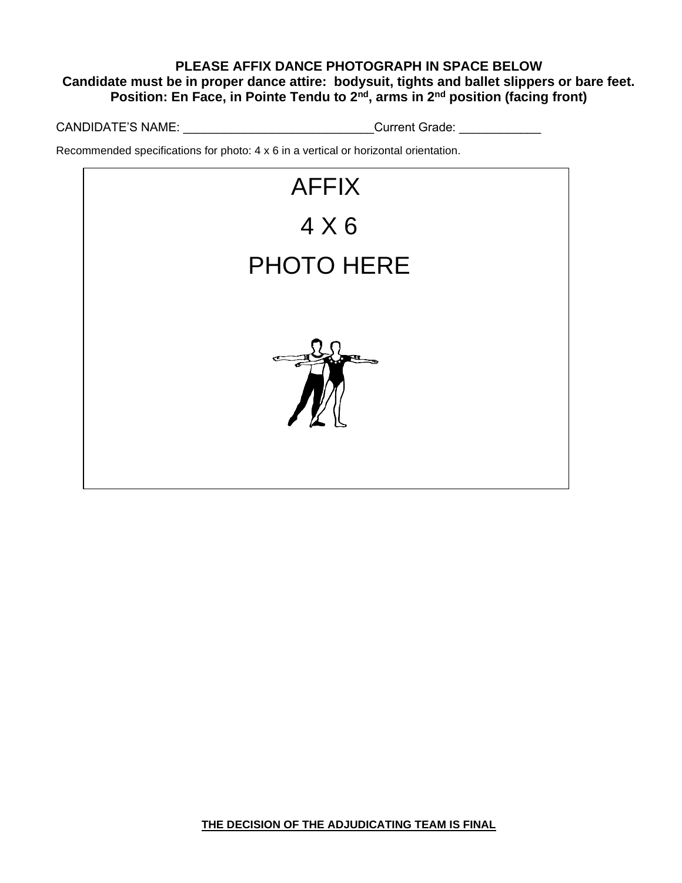**PLEASE AFFIX DANCE PHOTOGRAPH IN SPACE BELOW**

**Candidate must be in proper dance attire: bodysuit, tights and ballet slippers or bare feet.**

**Position: En Face, in Pointe Tendu to 2nd, arms in 2nd position (facing front)**

CANDIDATE'S NAME: ___________________________Current Grade: ____________

Recommended specifications for photo: 4 x 6 in a vertical or horizontal orientation.

AFFIX

4 X 6

PHOTO HERE

**THE DECISION OF THE ADJUDICATING TEAM IS FINAL**